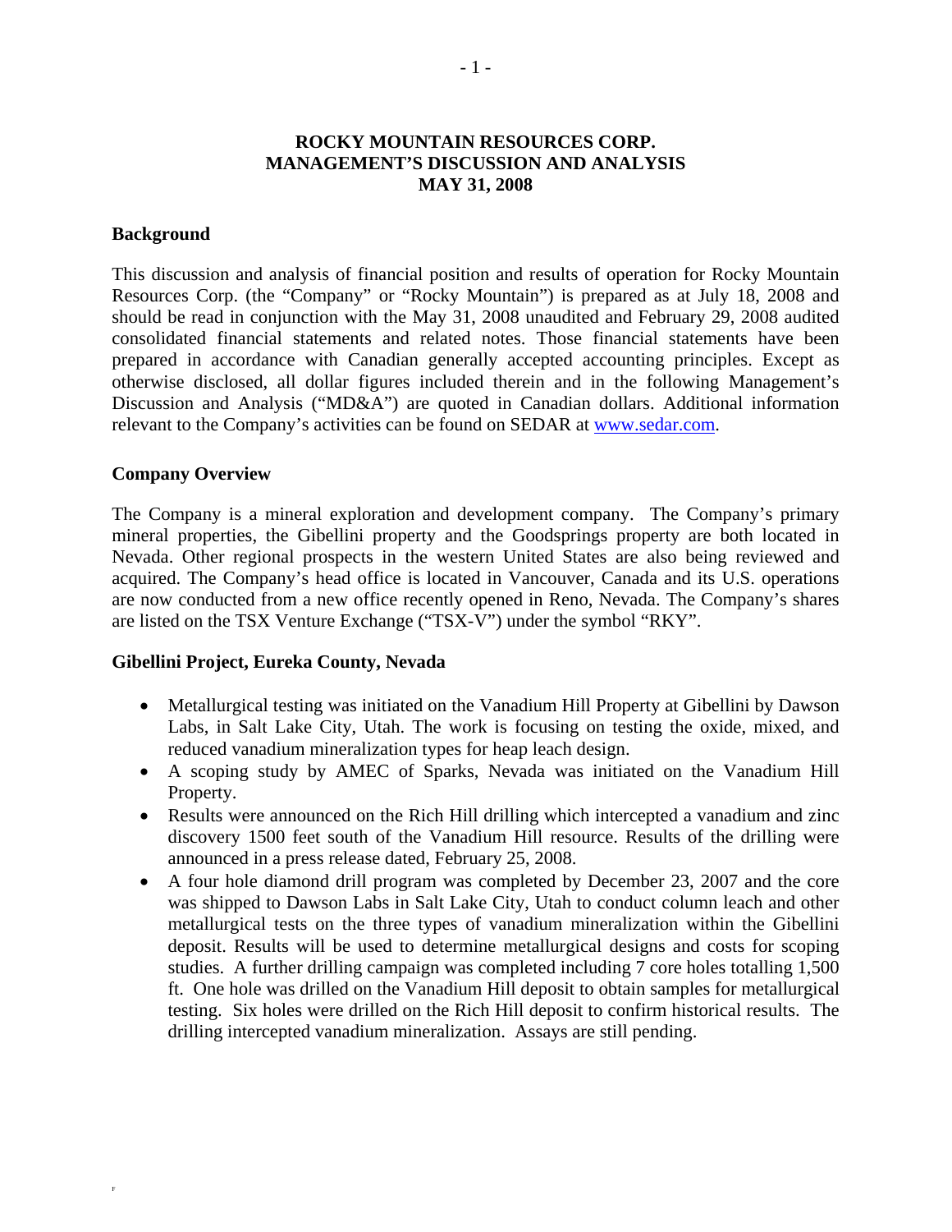# ROCKY MOUNTAIN RESOURCES CORP.
# MANAGEMENT'S DISCUSSION AND ANALYSIS
# MAY 31, 2008

## Background

This discussion and analysis of financial position and results of operation for Rocky Mountain Resources Corp. (the "Company" or "Rocky Mountain") is prepared as at July 18, 2008 and should be read in conjunction with the May 31, 2008 unaudited and February 29, 2008 audited consolidated financial statements and related notes. Those financial statements have been prepared in accordance with Canadian generally accepted accounting principles. Except as otherwise disclosed, all dollar figures included therein and in the following Management's Discussion and Analysis ("MD&A") are quoted in Canadian dollars. Additional information relevant to the Company's activities can be found on SEDAR at www.sedar.com.

## Company Overview

The Company is a mineral exploration and development company. The Company's primary mineral properties, the Gibellini property and the Goodsprings property are both located in Nevada. Other regional prospects in the western United States are also being reviewed and acquired. The Company's head office is located in Vancouver, Canada and its U.S. operations are now conducted from a new office recently opened in Reno, Nevada. The Company's shares are listed on the TSX Venture Exchange ("TSX-V") under the symbol "RKY".

## Gibellini Project, Eureka County, Nevada

- Metallurgical testing was initiated on the Vanadium Hill Property at Gibellini by Dawson Labs, in Salt Lake City, Utah. The work is focusing on testing the oxide, mixed, and reduced vanadium mineralization types for heap leach design.
- A scoping study by AMEC of Sparks, Nevada was initiated on the Vanadium Hill Property.
- Results were announced on the Rich Hill drilling which intercepted a vanadium and zinc discovery 1500 feet south of the Vanadium Hill resource. Results of the drilling were announced in a press release dated, February 25, 2008.
- A four hole diamond drill program was completed by December 23, 2007 and the core was shipped to Dawson Labs in Salt Lake City, Utah to conduct column leach and other metallurgical tests on the three types of vanadium mineralization within the Gibellini deposit. Results will be used to determine metallurgical designs and costs for scoping studies. A further drilling campaign was completed including 7 core holes totalling 1,500 ft. One hole was drilled on the Vanadium Hill deposit to obtain samples for metallurgical testing. Six holes were drilled on the Rich Hill deposit to confirm historical results. The drilling intercepted vanadium mineralization. Assays are still pending.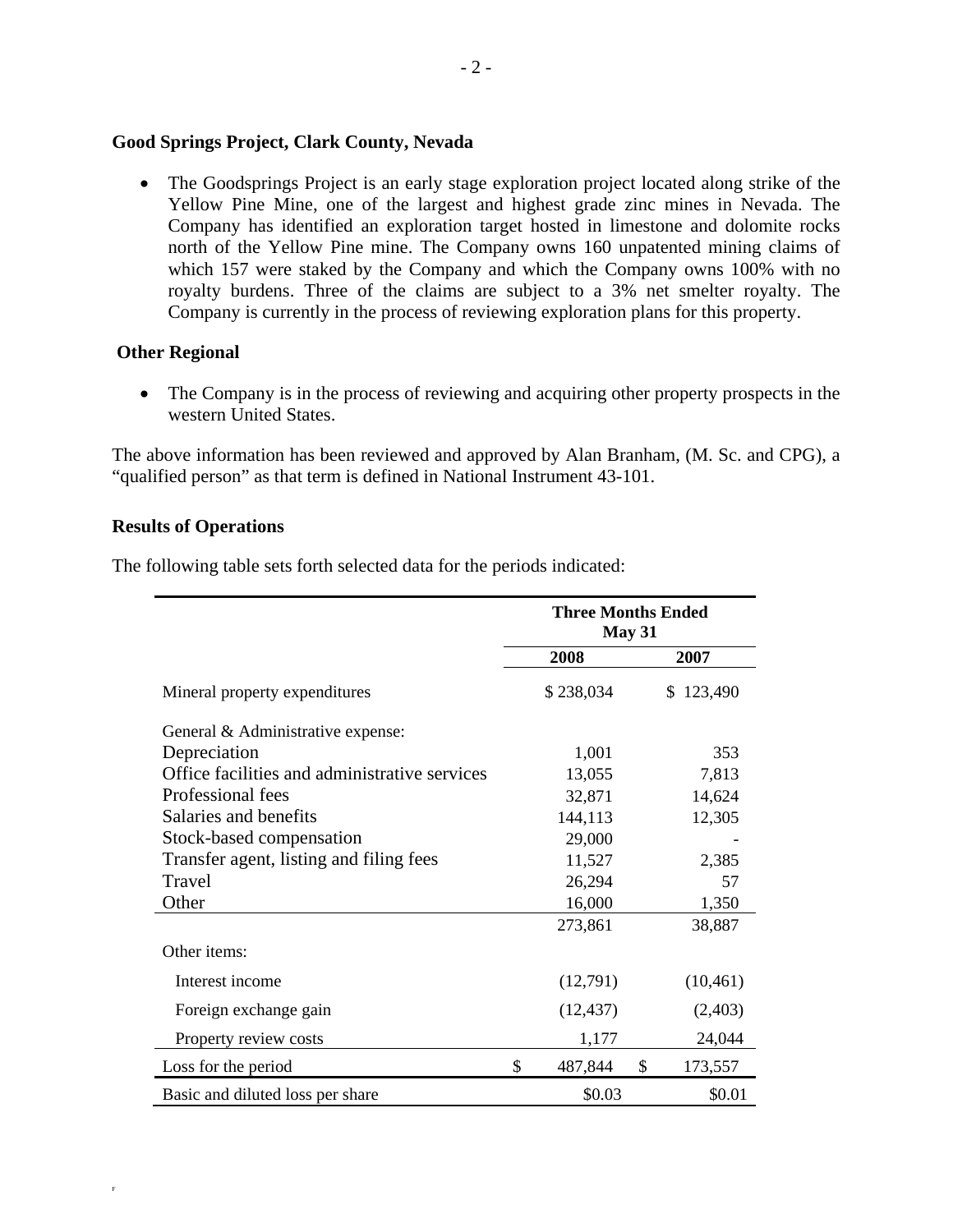**Good Springs Project, Clark County, Nevada**

- The Goodsprings Project is an early stage exploration project located along strike of the Yellow Pine Mine, one of the largest and highest grade zinc mines in Nevada. The Company has identified an exploration target hosted in limestone and dolomite rocks north of the Yellow Pine mine. The Company owns 160 unpatented mining claims of which 157 were staked by the Company and which the Company owns 100% with no royalty burdens. Three of the claims are subject to a 3% net smelter royalty. The Company is currently in the process of reviewing exploration plans for this property.

**Other Regional**

- The Company is in the process of reviewing and acquiring other property prospects in the western United States.

The above information has been reviewed and approved by Alan Branham, (M. Sc. and CPG), a "qualified person" as that term is defined in National Instrument 43-101.

**Results of Operations**

The following table sets forth selected data for the periods indicated:

| | Three Months Ended May 31 | |
|---|---|---|
| | 2008 | 2007 |
| Mineral property expenditures | $ 238,034 | $ 123,490 |
| General & Administrative expense: | | |
| Depreciation | 1,001 | 353 |
| Office facilities and administrative services | 13,055 | 7,813 |
| Professional fees | 32,871 | 14,624 |
| Salaries and benefits | 144,113 | 12,305 |
| Stock-based compensation | 29,000 | - |
| Transfer agent, listing and filing fees | 11,527 | 2,385 |
| Travel | 26,294 | 57 |
| Other | 16,000 | 1,350 |
| | 273,861 | 38,887 |
| Other items: | | |
| Interest income | (12,791) | (10,461) |
| Foreign exchange gain | (12,437) | (2,403) |
| Property review costs | 1,177 | 24,044 |
| Loss for the period | $ 487,844 | $ 173,557 |
| Basic and diluted loss per share | $0.03 | $0.01 |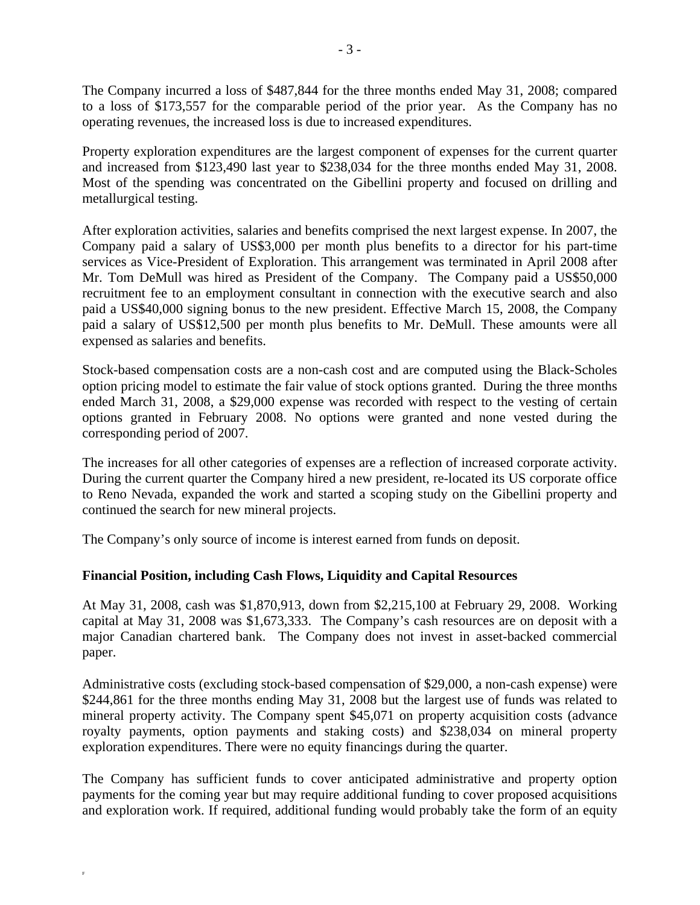The Company incurred a loss of $487,844 for the three months ended May 31, 2008; compared to a loss of $173,557 for the comparable period of the prior year. As the Company has no operating revenues, the increased loss is due to increased expenditures.

Property exploration expenditures are the largest component of expenses for the current quarter and increased from $123,490 last year to $238,034 for the three months ended May 31, 2008. Most of the spending was concentrated on the Gibellini property and focused on drilling and metallurgical testing.

After exploration activities, salaries and benefits comprised the next largest expense. In 2007, the Company paid a salary of US$3,000 per month plus benefits to a director for his part-time services as Vice-President of Exploration. This arrangement was terminated in April 2008 after Mr. Tom DeMull was hired as President of the Company. The Company paid a US$50,000 recruitment fee to an employment consultant in connection with the executive search and also paid a US$40,000 signing bonus to the new president. Effective March 15, 2008, the Company paid a salary of US$12,500 per month plus benefits to Mr. DeMull. These amounts were all expensed as salaries and benefits.

Stock-based compensation costs are a non-cash cost and are computed using the Black-Scholes option pricing model to estimate the fair value of stock options granted. During the three months ended March 31, 2008, a $29,000 expense was recorded with respect to the vesting of certain options granted in February 2008. No options were granted and none vested during the corresponding period of 2007.

The increases for all other categories of expenses are a reflection of increased corporate activity. During the current quarter the Company hired a new president, re-located its US corporate office to Reno Nevada, expanded the work and started a scoping study on the Gibellini property and continued the search for new mineral projects.

The Company's only source of income is interest earned from funds on deposit.

**Financial Position, including Cash Flows, Liquidity and Capital Resources**

At May 31, 2008, cash was $1,870,913, down from $2,215,100 at February 29, 2008. Working capital at May 31, 2008 was $1,673,333. The Company's cash resources are on deposit with a major Canadian chartered bank. The Company does not invest in asset-backed commercial paper.

Administrative costs (excluding stock-based compensation of $29,000, a non-cash expense) were $244,861 for the three months ending May 31, 2008 but the largest use of funds was related to mineral property activity. The Company spent $45,071 on property acquisition costs (advance royalty payments, option payments and staking costs) and $238,034 on mineral property exploration expenditures. There were no equity financings during the quarter.

The Company has sufficient funds to cover anticipated administrative and property option payments for the coming year but may require additional funding to cover proposed acquisitions and exploration work. If required, additional funding would probably take the form of an equity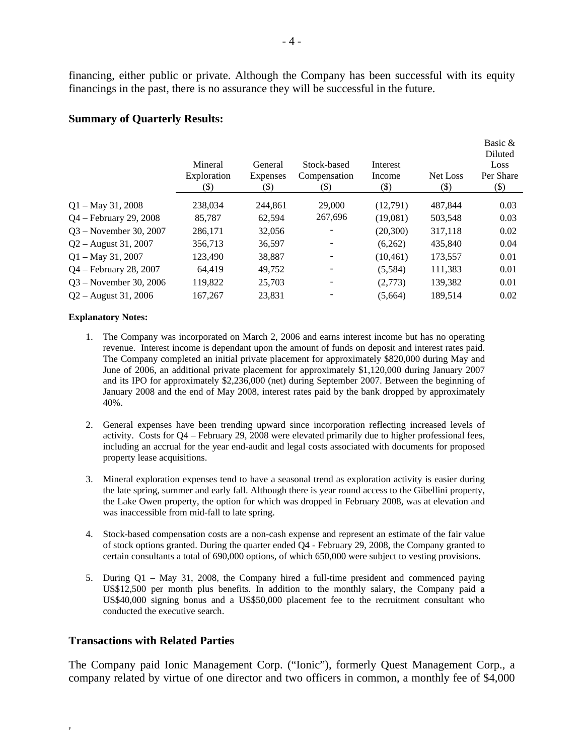financing, either public or private. Although the Company has been successful with its equity financings in the past, there is no assurance they will be successful in the future.

### Summary of Quarterly Results:

| | Mineral Exploration ($) | General Expenses ($) | Stock-based Compensation ($) | Interest Income ($) | Net Loss ($) | Basic & Diluted Loss Per Share ($) |
|---|---|---|---|---|---|---|
| Q1 – May 31, 2008 | 238,034 | 244,861 | 29,000 | (12,791) | 487,844 | 0.03 |
| Q4 – February 29, 2008 | 85,787 | 62,594 | 267,696 | (19,081) | 503,548 | 0.03 |
| Q3 – November 30, 2007 | 286,171 | 32,056 | - | (20,300) | 317,118 | 0.02 |
| Q2 – August 31, 2007 | 356,713 | 36,597 | - | (6,262) | 435,840 | 0.04 |
| Q1 – May 31, 2007 | 123,490 | 38,887 | - | (10,461) | 173,557 | 0.01 |
| Q4 – February 28, 2007 | 64,419 | 49,752 | - | (5,584) | 111,383 | 0.01 |
| Q3 – November 30, 2006 | 119,822 | 25,703 | - | (2,773) | 139,382 | 0.01 |
| Q2 – August 31, 2006 | 167,267 | 23,831 | - | (5,664) | 189,514 | 0.02 |

**Explanatory Notes:**

1. The Company was incorporated on March 2, 2006 and earns interest income but has no operating revenue. Interest income is dependant upon the amount of funds on deposit and interest rates paid. The Company completed an initial private placement for approximately $820,000 during May and June of 2006, an additional private placement for approximately $1,120,000 during January 2007 and its IPO for approximately $2,236,000 (net) during September 2007. Between the beginning of January 2008 and the end of May 2008, interest rates paid by the bank dropped by approximately 40%.

2. General expenses have been trending upward since incorporation reflecting increased levels of activity. Costs for Q4 – February 29, 2008 were elevated primarily due to higher professional fees, including an accrual for the year end-audit and legal costs associated with documents for proposed property lease acquisitions.

3. Mineral exploration expenses tend to have a seasonal trend as exploration activity is easier during the late spring, summer and early fall. Although there is year round access to the Gibellini property, the Lake Owen property, the option for which was dropped in February 2008, was at elevation and was inaccessible from mid-fall to late spring.

4. Stock-based compensation costs are a non-cash expense and represent an estimate of the fair value of stock options granted. During the quarter ended Q4 - February 29, 2008, the Company granted to certain consultants a total of 690,000 options, of which 650,000 were subject to vesting provisions.

5. During Q1 – May 31, 2008, the Company hired a full-time president and commenced paying US$12,500 per month plus benefits. In addition to the monthly salary, the Company paid a US$40,000 signing bonus and a US$50,000 placement fee to the recruitment consultant who conducted the executive search.

### Transactions with Related Parties

The Company paid Ionic Management Corp. ("Ionic"), formerly Quest Management Corp., a company related by virtue of one director and two officers in common, a monthly fee of $4,000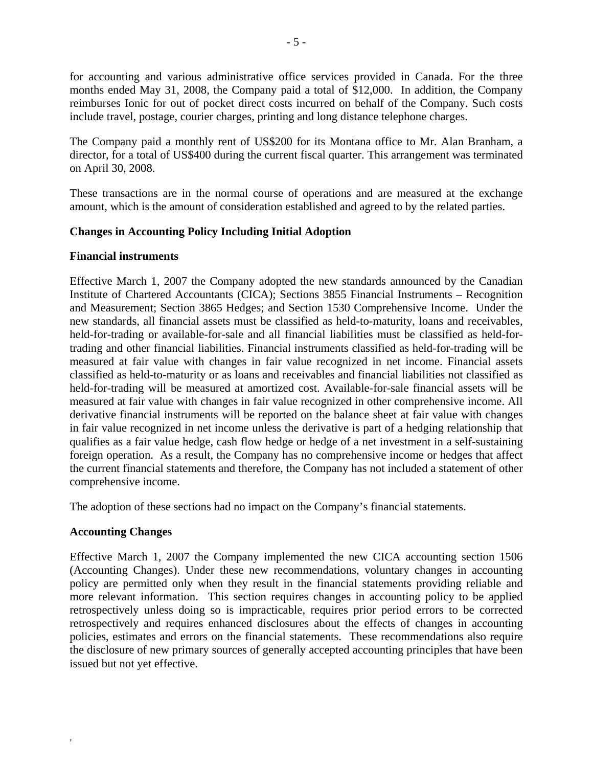for accounting and various administrative office services provided in Canada. For the three months ended May 31, 2008, the Company paid a total of $12,000. In addition, the Company reimburses Ionic for out of pocket direct costs incurred on behalf of the Company. Such costs include travel, postage, courier charges, printing and long distance telephone charges.

The Company paid a monthly rent of US$200 for its Montana office to Mr. Alan Branham, a director, for a total of US$400 during the current fiscal quarter. This arrangement was terminated on April 30, 2008.

These transactions are in the normal course of operations and are measured at the exchange amount, which is the amount of consideration established and agreed to by the related parties.

**Changes in Accounting Policy Including Initial Adoption**

**Financial instruments**

Effective March 1, 2007 the Company adopted the new standards announced by the Canadian Institute of Chartered Accountants (CICA); Sections 3855 Financial Instruments – Recognition and Measurement; Section 3865 Hedges; and Section 1530 Comprehensive Income. Under the new standards, all financial assets must be classified as held-to-maturity, loans and receivables, held-for-trading or available-for-sale and all financial liabilities must be classified as held-for-trading and other financial liabilities. Financial instruments classified as held-for-trading will be measured at fair value with changes in fair value recognized in net income. Financial assets classified as held-to-maturity or as loans and receivables and financial liabilities not classified as held-for-trading will be measured at amortized cost. Available-for-sale financial assets will be measured at fair value with changes in fair value recognized in other comprehensive income. All derivative financial instruments will be reported on the balance sheet at fair value with changes in fair value recognized in net income unless the derivative is part of a hedging relationship that qualifies as a fair value hedge, cash flow hedge or hedge of a net investment in a self-sustaining foreign operation. As a result, the Company has no comprehensive income or hedges that affect the current financial statements and therefore, the Company has not included a statement of other comprehensive income.

The adoption of these sections had no impact on the Company's financial statements.

**Accounting Changes**

Effective March 1, 2007 the Company implemented the new CICA accounting section 1506 (Accounting Changes). Under these new recommendations, voluntary changes in accounting policy are permitted only when they result in the financial statements providing reliable and more relevant information. This section requires changes in accounting policy to be applied retrospectively unless doing so is impracticable, requires prior period errors to be corrected retrospectively and requires enhanced disclosures about the effects of changes in accounting policies, estimates and errors on the financial statements. These recommendations also require the disclosure of new primary sources of generally accepted accounting principles that have been issued but not yet effective.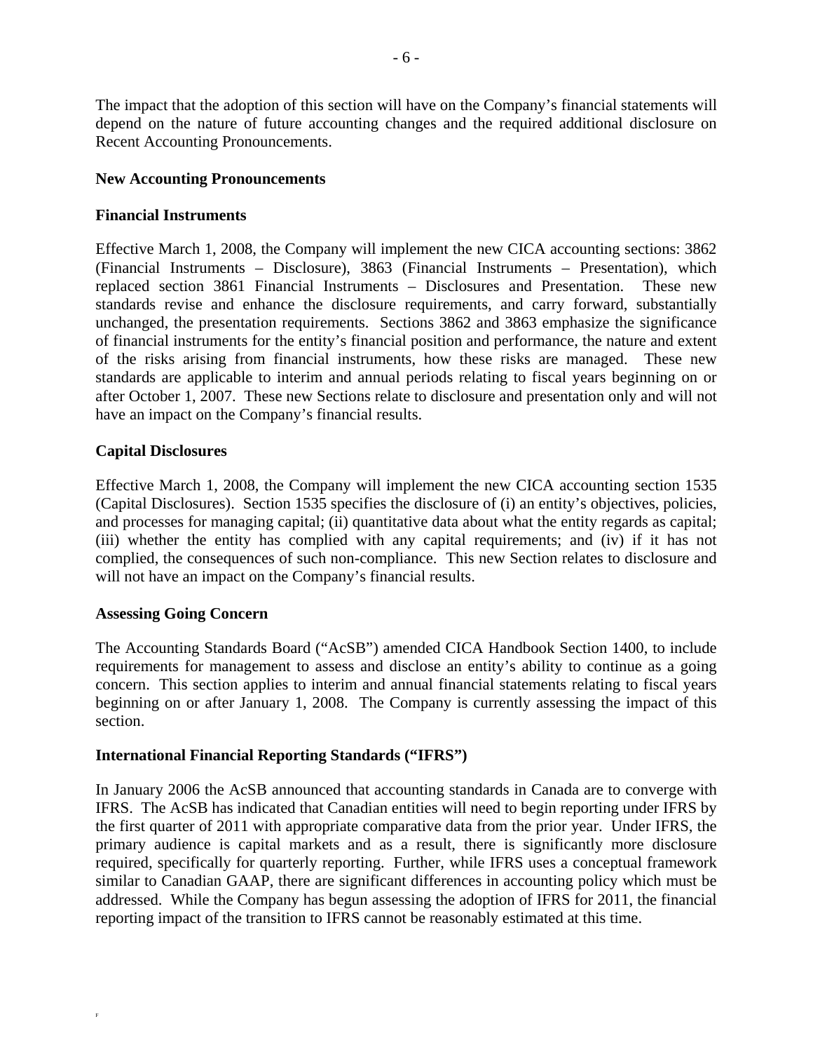The impact that the adoption of this section will have on the Company's financial statements will depend on the nature of future accounting changes and the required additional disclosure on Recent Accounting Pronouncements.

**New Accounting Pronouncements**

**Financial Instruments**

Effective March 1, 2008, the Company will implement the new CICA accounting sections: 3862 (Financial Instruments – Disclosure), 3863 (Financial Instruments – Presentation), which replaced section 3861 Financial Instruments – Disclosures and Presentation. These new standards revise and enhance the disclosure requirements, and carry forward, substantially unchanged, the presentation requirements. Sections 3862 and 3863 emphasize the significance of financial instruments for the entity's financial position and performance, the nature and extent of the risks arising from financial instruments, how these risks are managed. These new standards are applicable to interim and annual periods relating to fiscal years beginning on or after October 1, 2007. These new Sections relate to disclosure and presentation only and will not have an impact on the Company's financial results.

**Capital Disclosures**

Effective March 1, 2008, the Company will implement the new CICA accounting section 1535 (Capital Disclosures). Section 1535 specifies the disclosure of (i) an entity's objectives, policies, and processes for managing capital; (ii) quantitative data about what the entity regards as capital; (iii) whether the entity has complied with any capital requirements; and (iv) if it has not complied, the consequences of such non-compliance. This new Section relates to disclosure and will not have an impact on the Company's financial results.

**Assessing Going Concern**

The Accounting Standards Board ("AcSB") amended CICA Handbook Section 1400, to include requirements for management to assess and disclose an entity's ability to continue as a going concern. This section applies to interim and annual financial statements relating to fiscal years beginning on or after January 1, 2008. The Company is currently assessing the impact of this section.

**International Financial Reporting Standards ("IFRS")**

In January 2006 the AcSB announced that accounting standards in Canada are to converge with IFRS. The AcSB has indicated that Canadian entities will need to begin reporting under IFRS by the first quarter of 2011 with appropriate comparative data from the prior year. Under IFRS, the primary audience is capital markets and as a result, there is significantly more disclosure required, specifically for quarterly reporting. Further, while IFRS uses a conceptual framework similar to Canadian GAAP, there are significant differences in accounting policy which must be addressed. While the Company has begun assessing the adoption of IFRS for 2011, the financial reporting impact of the transition to IFRS cannot be reasonably estimated at this time.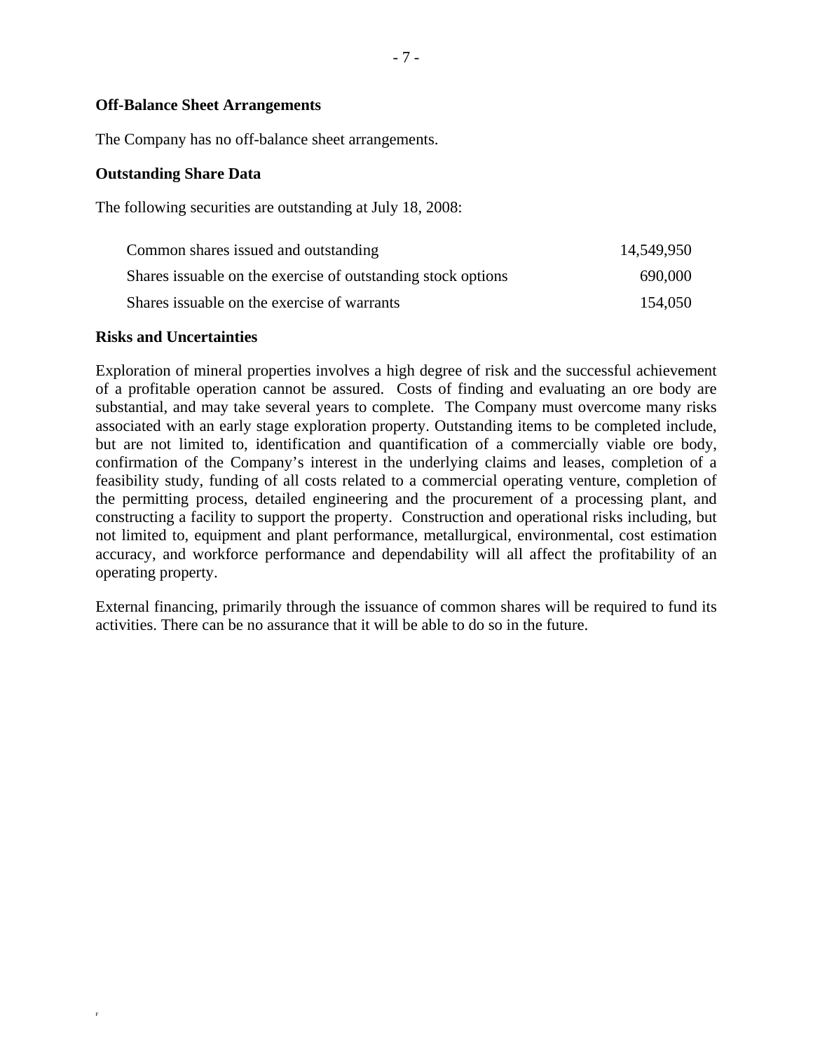## Off-Balance Sheet Arrangements

The Company has no off-balance sheet arrangements.

## Outstanding Share Data

The following securities are outstanding at July 18, 2008:

| | |
|---|---|
| Common shares issued and outstanding | 14,549,950 |
| Shares issuable on the exercise of outstanding stock options | 690,000 |
| Shares issuable on the exercise of warrants | 154,050 |

## Risks and Uncertainties

Exploration of mineral properties involves a high degree of risk and the successful achievement of a profitable operation cannot be assured. Costs of finding and evaluating an ore body are substantial, and may take several years to complete. The Company must overcome many risks associated with an early stage exploration property. Outstanding items to be completed include, but are not limited to, identification and quantification of a commercially viable ore body, confirmation of the Company's interest in the underlying claims and leases, completion of a feasibility study, funding of all costs related to a commercial operating venture, completion of the permitting process, detailed engineering and the procurement of a processing plant, and constructing a facility to support the property. Construction and operational risks including, but not limited to, equipment and plant performance, metallurgical, environmental, cost estimation accuracy, and workforce performance and dependability will all affect the profitability of an operating property.

External financing, primarily through the issuance of common shares will be required to fund its activities. There can be no assurance that it will be able to do so in the future.